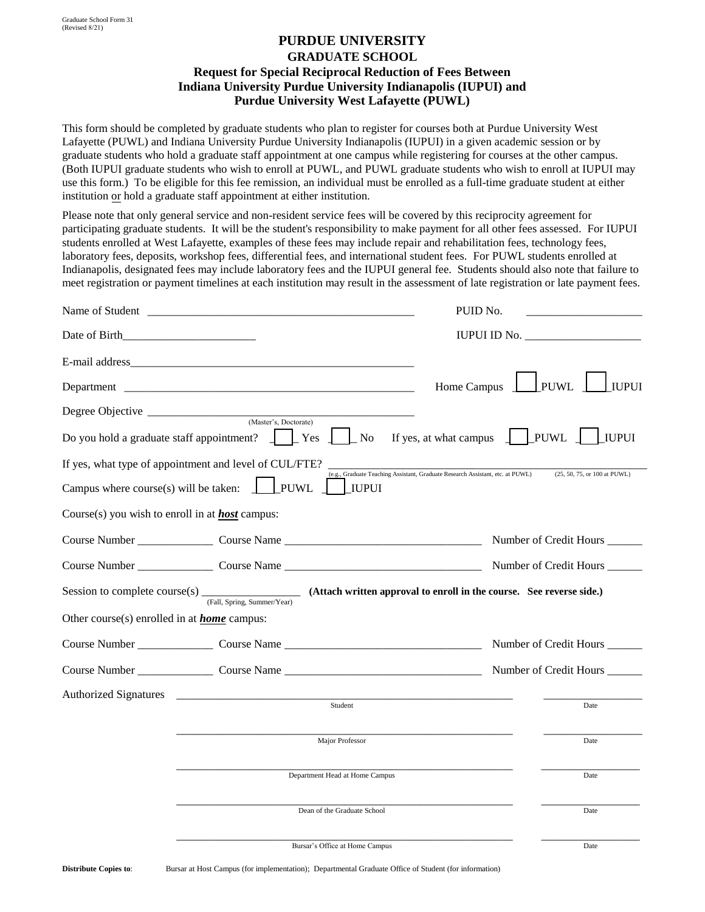Graduate School Form 31
(Revised 8/21)

# PURDUE UNIVERSITY
## GRADUATE SCHOOL
### Request for Special Reciprocal Reduction of Fees Between Indiana University Purdue University Indianapolis (IUPUI) and Purdue University West Lafayette (PUWL)

This form should be completed by graduate students who plan to register for courses both at Purdue University West Lafayette (PUWL) and Indiana University Purdue University Indianapolis (IUPUI) in a given academic session or by graduate students who hold a graduate staff appointment at one campus while registering for courses at the other campus. (Both IUPUI graduate students who wish to enroll at PUWL, and PUWL graduate students who wish to enroll at IUPUI may use this form.) To be eligible for this fee remission, an individual must be enrolled as a full-time graduate student at either institution or hold a graduate staff appointment at either institution.

Please note that only general service and non-resident service fees will be covered by this reciprocity agreement for participating graduate students. It will be the student's responsibility to make payment for all other fees assessed. For IUPUI students enrolled at West Lafayette, examples of these fees may include repair and rehabilitation fees, technology fees, laboratory fees, deposits, workshop fees, differential fees, and international student fees. For PUWL students enrolled at Indianapolis, designated fees may include laboratory fees and the IUPUI general fee. Students should also note that failure to meet registration or payment timelines at each institution may result in the assessment of late registration or late payment fees.

Name of Student ______________________________________________ PUID No. ____________________

Date of Birth_______________________ IUPUI ID No. ____________________

E-mail address__________________________________________________

Department _____________________________________________ Home Campus ☐ PUWL ☐ IUPUI

Degree Objective _____________________________________________
(Master's, Doctorate)

Do you hold a graduate staff appointment? ☐ Yes ☐ No If yes, at what campus ☐ PUWL ☐ IUPUI

If yes, what type of appointment and level of CUL/FTE? ______________________________________________
(e.g., Graduate Teaching Assistant, Graduate Research Assistant, etc. at PUWL) (25, 50, 75, or 100 at PUWL)

Campus where course(s) will be taken: ☐ PUWL ☐ IUPUI

Course(s) you wish to enroll in at ***host*** campus:

Course Number _____________ Course Name ___________________________________ Number of Credit Hours ______

Course Number _____________ Course Name ___________________________________ Number of Credit Hours ______

Session to complete course(s) _________________ **(Attach written approval to enroll in the course. See reverse side.)**
(Fall, Spring, Summer/Year)

Other course(s) enrolled in at ***home*** campus:

Course Number _____________ Course Name ___________________________________ Number of Credit Hours ______

Course Number _____________ Course Name ___________________________________ Number of Credit Hours ______

Authorized Signatures

_____________________________________________ ________________
Student Date

_____________________________________________ ________________
Major Professor Date

_____________________________________________ ________________
Department Head at Home Campus Date

_____________________________________________ ________________
Dean of the Graduate School Date

_____________________________________________ ________________
Bursar's Office at Home Campus Date

**Distribute Copies to**: Bursar at Host Campus (for implementation); Departmental Graduate Office of Student (for information)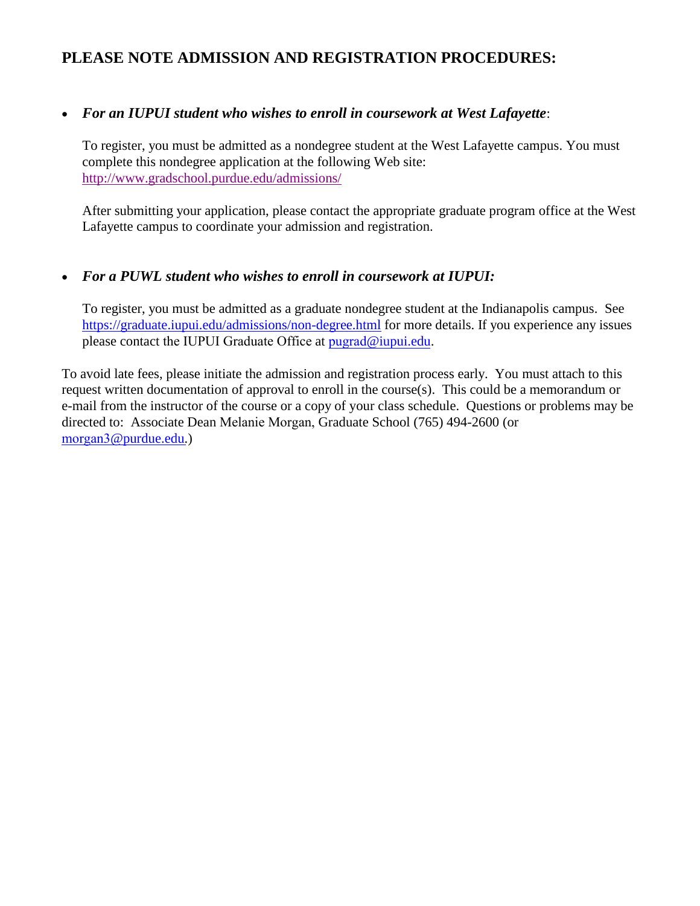## PLEASE NOTE ADMISSION AND REGISTRATION PROCEDURES:

- ***For an IUPUI student who wishes to enroll in coursework at West Lafayette***:

  To register, you must be admitted as a nondegree student at the West Lafayette campus. You must complete this nondegree application at the following Web site: http://www.gradschool.purdue.edu/admissions/

  After submitting your application, please contact the appropriate graduate program office at the West Lafayette campus to coordinate your admission and registration.

- ***For a PUWL student who wishes to enroll in coursework at IUPUI:***

  To register, you must be admitted as a graduate nondegree student at the Indianapolis campus. See https://graduate.iupui.edu/admissions/non-degree.html for more details. If you experience any issues please contact the IUPUI Graduate Office at pugrad@iupui.edu.

To avoid late fees, please initiate the admission and registration process early. You must attach to this request written documentation of approval to enroll in the course(s). This could be a memorandum or e-mail from the instructor of the course or a copy of your class schedule. Questions or problems may be directed to: Associate Dean Melanie Morgan, Graduate School (765) 494-2600 (or morgan3@purdue.edu.)